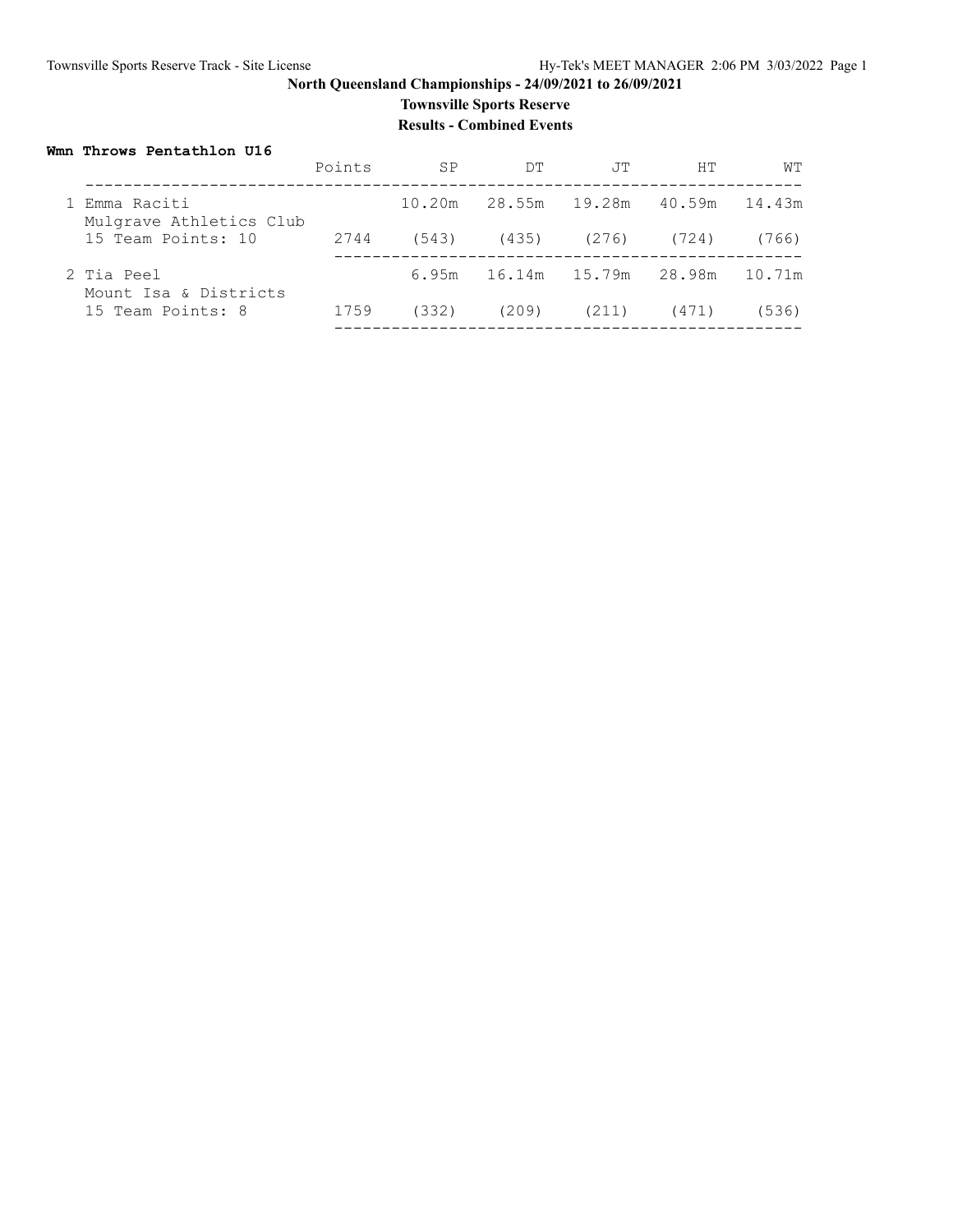**North Queensland Championships - 24/09/2021 to 26/09/2021**

**Townsville Sports Reserve**

**Results - Combined Events**

**Wmn Throws Pentathlon U16**

| | Points | SP | DT | JT | HT | WT |
|---|---|---|---|---|---|---|
| 1 Emma Raciti<br>Mulgrave Athletics Club<br>15 Team Points: 10 | 2744 | 10.20m<br>(543) | 28.55m<br>(435) | 19.28m<br>(276) | 40.59m<br>(724) | 14.43m<br>(766) |
| 2 Tia Peel<br>Mount Isa & Districts<br>15 Team Points: 8 | 1759 | 6.95m<br>(332) | 16.14m<br>(209) | 15.79m<br>(211) | 28.98m<br>(471) | 10.71m<br>(536) |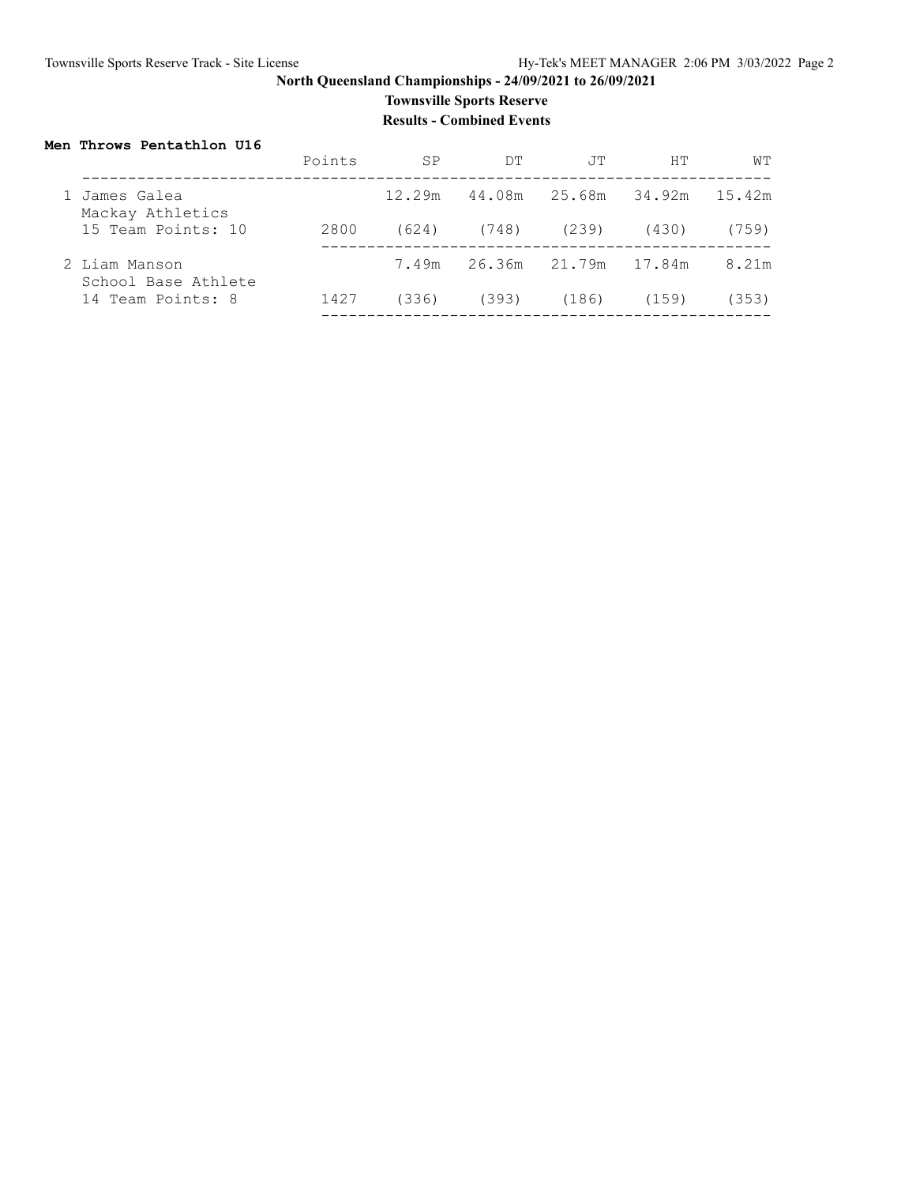**North Queensland Championships - 24/09/2021 to 26/09/2021**

**Townsville Sports Reserve**

**Results - Combined Events**

**Men Throws Pentathlon U16**

| Place | Name / Team | Points | SP | DT | JT | HT | WT |
|---|---|---|---|---|---|---|---|
| 1 | James Galea<br>Mackay Athletics<br>15 Team Points: 10 | 2800 | 12.29m<br>(624) | 44.08m<br>(748) | 25.68m<br>(239) | 34.92m<br>(430) | 15.42m<br>(759) |
| 2 | Liam Manson<br>School Base Athlete<br>14 Team Points: 8 | 1427 | 7.49m<br>(336) | 26.36m<br>(393) | 21.79m<br>(186) | 17.84m<br>(159) | 8.21m<br>(353) |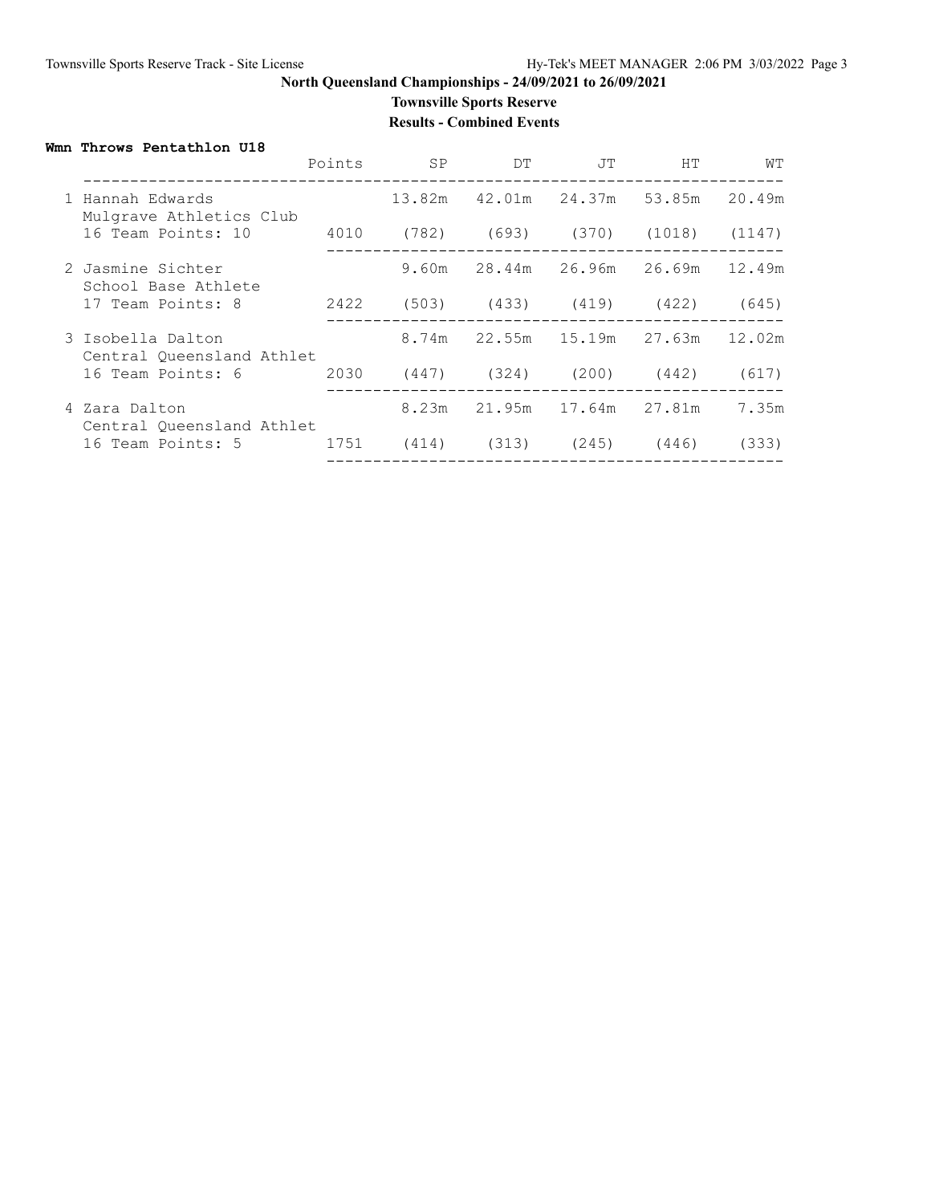**North Queensland Championships - 24/09/2021 to 26/09/2021**

**Townsville Sports Reserve**

**Results - Combined Events**

**Wmn Throws Pentathlon U18**

| | Points | SP | DT | JT | HT | WT |
|---|---|---|---|---|---|---|
| 1 Hannah Edwards | | 13.82m | 42.01m | 24.37m | 53.85m | 20.49m |
| Mulgrave Athletics Club | | | | | | |
| 16 Team Points: 10 | 4010 | (782) | (693) | (370) | (1018) | (1147) |
| 2 Jasmine Sichter | | 9.60m | 28.44m | 26.96m | 26.69m | 12.49m |
| School Base Athlete | | | | | | |
| 17 Team Points: 8 | 2422 | (503) | (433) | (419) | (422) | (645) |
| 3 Isobella Dalton | | 8.74m | 22.55m | 15.19m | 27.63m | 12.02m |
| Central Queensland Athlet | | | | | | |
| 16 Team Points: 6 | 2030 | (447) | (324) | (200) | (442) | (617) |
| 4 Zara Dalton | | 8.23m | 21.95m | 17.64m | 27.81m | 7.35m |
| Central Queensland Athlet | | | | | | |
| 16 Team Points: 5 | 1751 | (414) | (313) | (245) | (446) | (333) |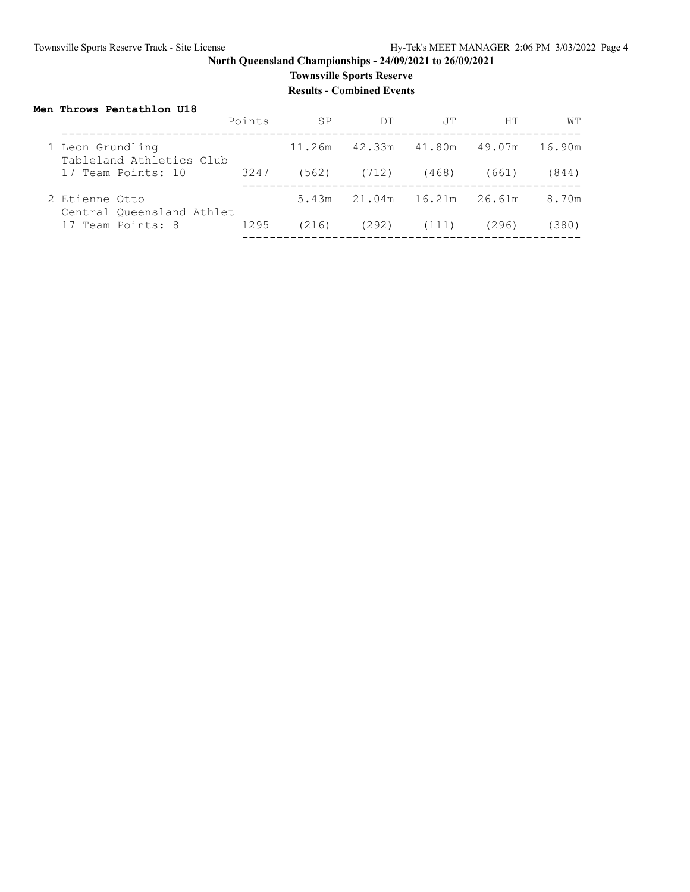North Queensland Championships - 24/09/2021 to 26/09/2021

Townsville Sports Reserve

Results - Combined Events

**Men Throws Pentathlon U18**

| | Points | SP | DT | JT | HT | WT |
|---|---|---|---|---|---|---|
| 1 Leon Grundling<br>Tableland Athletics Club<br>17 Team Points: 10 | 3247 | 11.26m<br>(562) | 42.33m<br>(712) | 41.80m<br>(468) | 49.07m<br>(661) | 16.90m<br>(844) |
| 2 Etienne Otto<br>Central Queensland Athlet<br>17 Team Points: 8 | 1295 | 5.43m<br>(216) | 21.04m<br>(292) | 16.21m<br>(111) | 26.61m<br>(296) | 8.70m<br>(380) |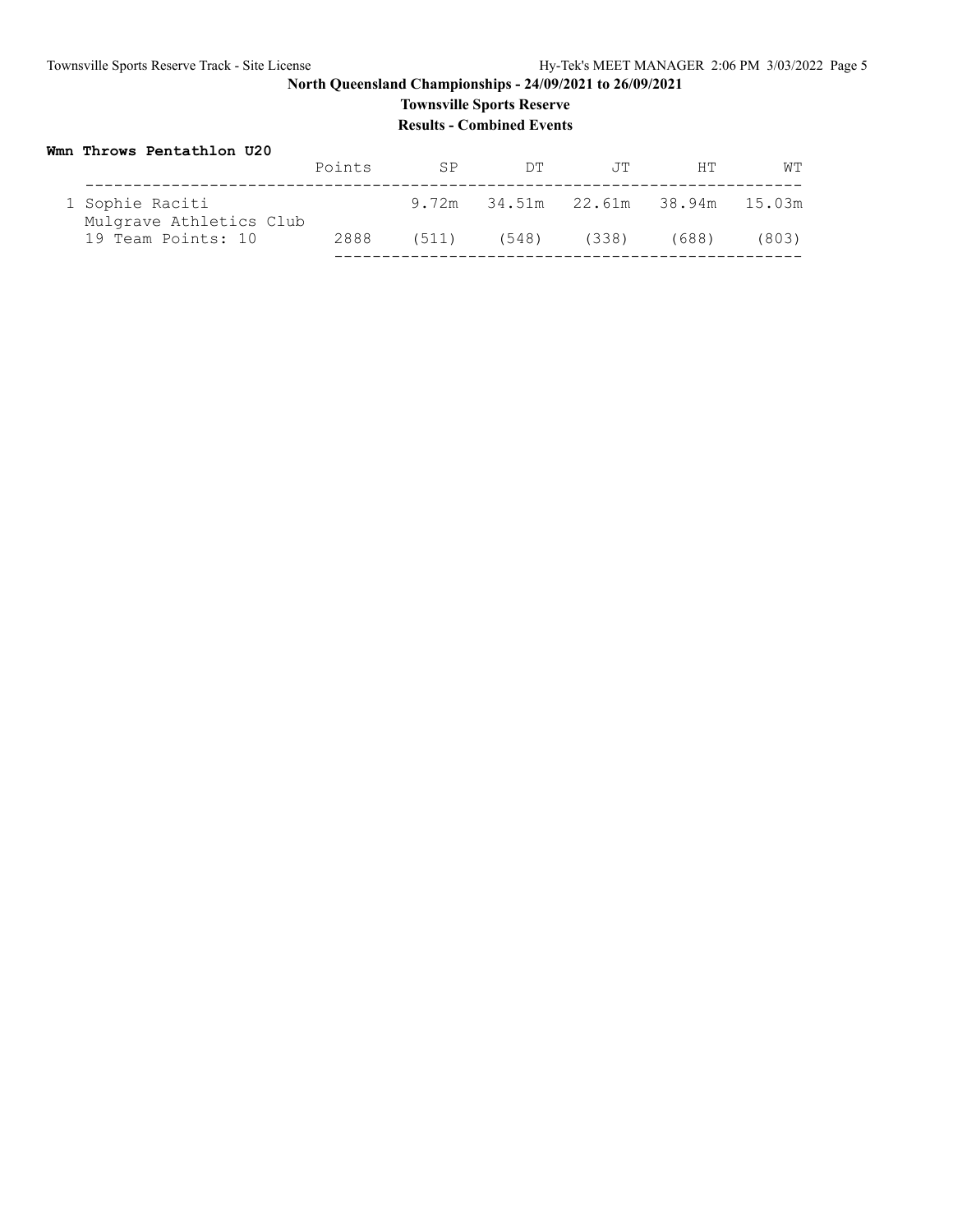# North Queensland Championships - 24/09/2021 to 26/09/2021

## Townsville Sports Reserve

### Results - Combined Events

**Wmn Throws Pentathlon U20**

| | Points | SP | DT | JT | HT | WT |
|---|---|---|---|---|---|---|
| 1 Sophie Raciti | | 9.72m | 34.51m | 22.61m | 38.94m | 15.03m |
| Mulgrave Athletics Club | | | | | | |
| 19 Team Points: 10 | 2888 | (511) | (548) | (338) | (688) | (803) |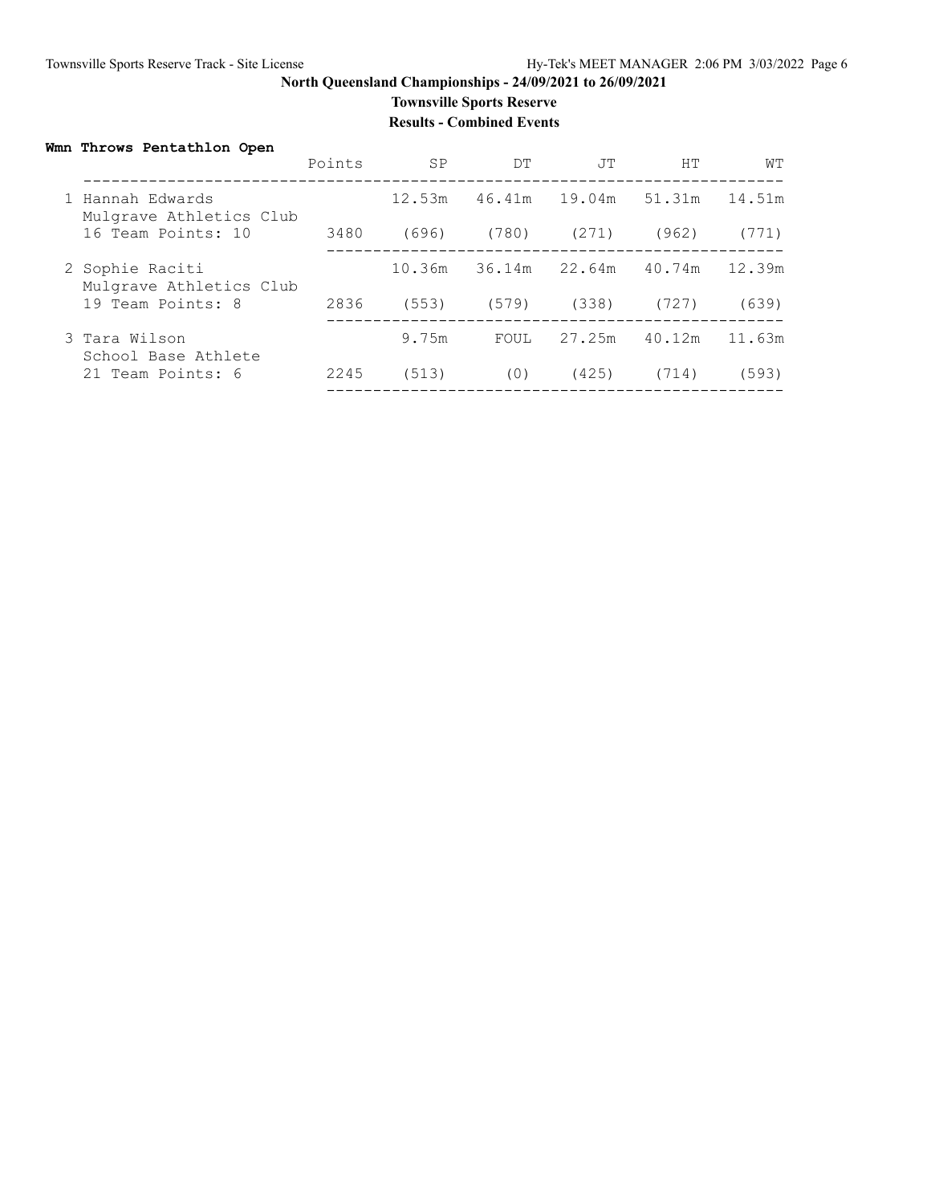# North Queensland Championships - 24/09/2021 to 26/09/2021

## Townsville Sports Reserve

### Results - Combined Events

**Wmn Throws Pentathlon Open**

| | Points | SP | DT | JT | HT | WT |
|---|---|---|---|---|---|---|
| 1 Hannah Edwards<br>Mulgrave Athletics Club | | 12.53m | 46.41m | 19.04m | 51.31m | 14.51m |
| 16 Team Points: 10 | 3480 | (696) | (780) | (271) | (962) | (771) |
| 2 Sophie Raciti<br>Mulgrave Athletics Club | | 10.36m | 36.14m | 22.64m | 40.74m | 12.39m |
| 19 Team Points: 8 | 2836 | (553) | (579) | (338) | (727) | (639) |
| 3 Tara Wilson<br>School Base Athlete | | 9.75m | FOUL | 27.25m | 40.12m | 11.63m |
| 21 Team Points: 6 | 2245 | (513) | (0) | (425) | (714) | (593) |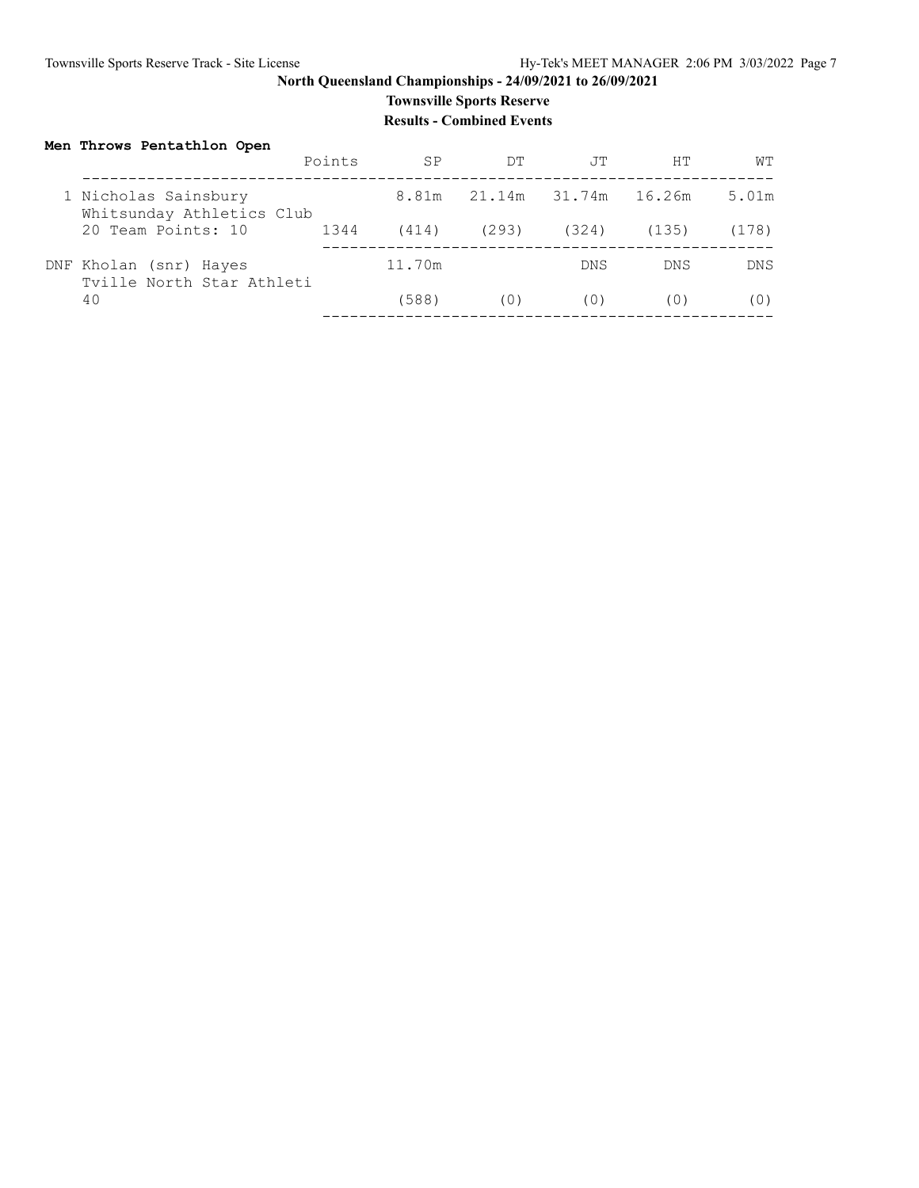**North Queensland Championships - 24/09/2021 to 26/09/2021**

**Townsville Sports Reserve**

**Results - Combined Events**

### Men Throws Pentathlon Open

| Place | Name / Team | Points | SP | DT | JT | HT | WT |
|---|---|---|---|---|---|---|---|
| 1 | Nicholas Sainsbury | | 8.81m | 21.14m | 31.74m | 16.26m | 5.01m |
| | Whitsunday Athletics Club | | | | | | |
| | 20 Team Points: 10 | 1344 | (414) | (293) | (324) | (135) | (178) |
| DNF | Kholan (snr) Hayes | | 11.70m | | DNS | DNS | DNS |
| | Tville North Star Athleti | | | | | | |
| | 40 | | (588) | (0) | (0) | (0) | (0) |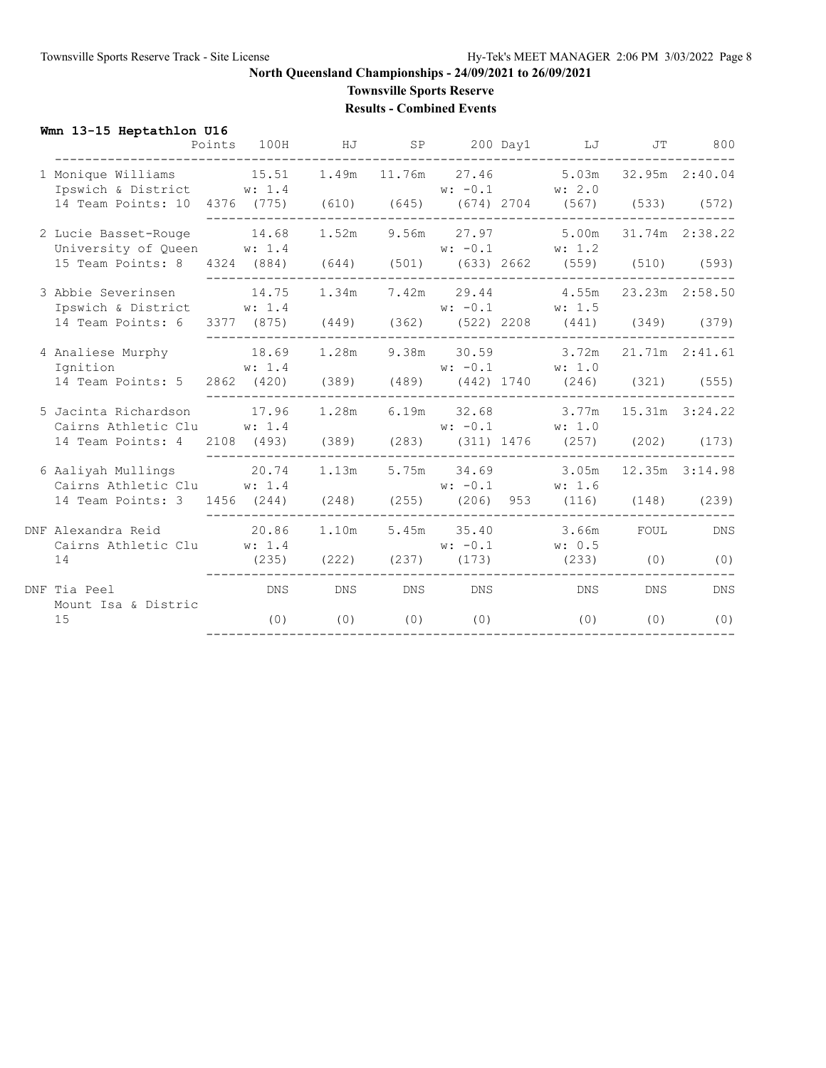**North Queensland Championships - 24/09/2021 to 26/09/2021**

**Townsville Sports Reserve**

**Results - Combined Events**

**Wmn 13-15 Heptathlon U16**

| Place | Name / Team / Age | Points | 100H | HJ | SP | 200 | Day1 | LJ | JT | 800 |
|---|---|---|---|---|---|---|---|---|---|---|
| 1 | Monique Williams | | 15.51 | 1.49m | 11.76m | 27.46 | | 5.03m | 32.95m | 2:40.04 |
| | Ipswich & District | | w: 1.4 | | | w: -0.1 | | w: 2.0 | | |
| | 14 Team Points: 10 | 4376 | (775) | (610) | (645) | (674) | 2704 | (567) | (533) | (572) |
| 2 | Lucie Basset-Rouge | | 14.68 | 1.52m | 9.56m | 27.97 | | 5.00m | 31.74m | 2:38.22 |
| | University of Queen | | w: 1.4 | | | w: -0.1 | | w: 1.2 | | |
| | 15 Team Points: 8 | 4324 | (884) | (644) | (501) | (633) | 2662 | (559) | (510) | (593) |
| 3 | Abbie Severinsen | | 14.75 | 1.34m | 7.42m | 29.44 | | 4.55m | 23.23m | 2:58.50 |
| | Ipswich & District | | w: 1.4 | | | w: -0.1 | | w: 1.5 | | |
| | 14 Team Points: 6 | 3377 | (875) | (449) | (362) | (522) | 2208 | (441) | (349) | (379) |
| 4 | Analiese Murphy | | 18.69 | 1.28m | 9.38m | 30.59 | | 3.72m | 21.71m | 2:41.61 |
| | Ignition | | w: 1.4 | | | w: -0.1 | | w: 1.0 | | |
| | 14 Team Points: 5 | 2862 | (420) | (389) | (489) | (442) | 1740 | (246) | (321) | (555) |
| 5 | Jacinta Richardson | | 17.96 | 1.28m | 6.19m | 32.68 | | 3.77m | 15.31m | 3:24.22 |
| | Cairns Athletic Clu | | w: 1.4 | | | w: -0.1 | | w: 1.0 | | |
| | 14 Team Points: 4 | 2108 | (493) | (389) | (283) | (311) | 1476 | (257) | (202) | (173) |
| 6 | Aaliyah Mullings | | 20.74 | 1.13m | 5.75m | 34.69 | | 3.05m | 12.35m | 3:14.98 |
| | Cairns Athletic Clu | | w: 1.4 | | | w: -0.1 | | w: 1.6 | | |
| | 14 Team Points: 3 | 1456 | (244) | (248) | (255) | (206) | 953 | (116) | (148) | (239) |
| DNF | Alexandra Reid | | 20.86 | 1.10m | 5.45m | 35.40 | | 3.66m | FOUL | DNS |
| | Cairns Athletic Clu | | w: 1.4 | | | w: -0.1 | | w: 0.5 | | |
| | 14 | | (235) | (222) | (237) | (173) | | (233) | (0) | (0) |
| DNF | Tia Peel | | DNS | DNS | DNS | DNS | | DNS | DNS | DNS |
| | Mount Isa & Distric | | | | | | | | | |
| | 15 | | (0) | (0) | (0) | (0) | | (0) | (0) | (0) |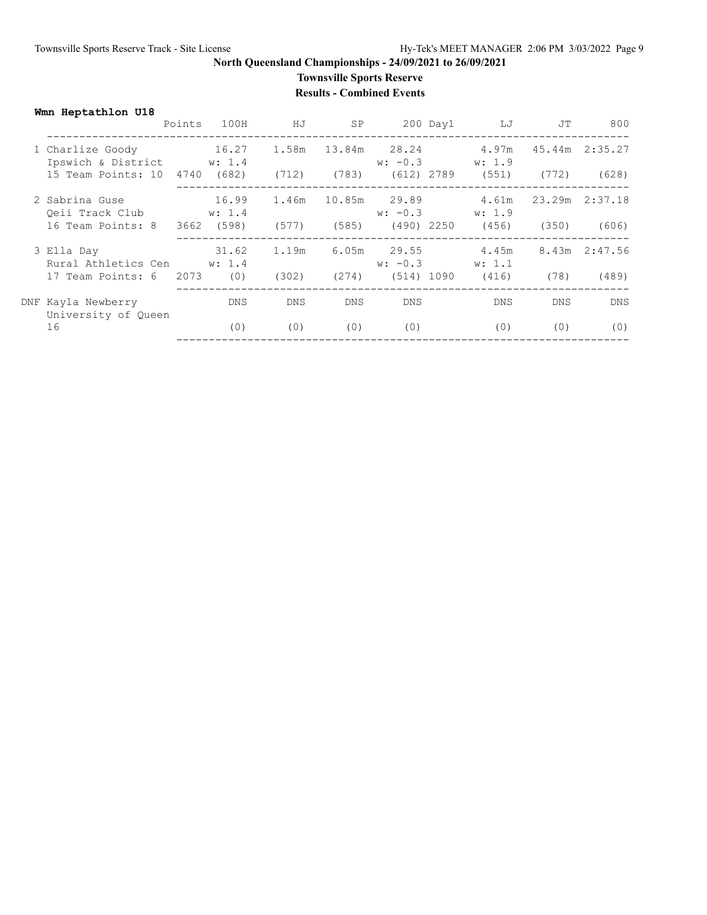**North Queensland Championships - 24/09/2021 to 26/09/2021**

**Townsville Sports Reserve**

**Results - Combined Events**

### Wmn Heptathlon U18

| | Points | 100H | HJ | SP | 200 | Day1 | LJ | JT | 800 |
|---|---|---|---|---|---|---|---|---|---|
| 1 Charlize Goody | | 16.27 | 1.58m | 13.84m | 28.24 | | 4.97m | 45.44m | 2:35.27 |
| Ipswich & District | | w: 1.4 | | | w: -0.3 | | w: 1.9 | | |
| 15 Team Points: 10 | 4740 | (682) | (712) | (783) | (612) | 2789 | (551) | (772) | (628) |
| 2 Sabrina Guse | | 16.99 | 1.46m | 10.85m | 29.89 | | 4.61m | 23.29m | 2:37.18 |
| Qeii Track Club | | w: 1.4 | | | w: -0.3 | | w: 1.9 | | |
| 16 Team Points: 8 | 3662 | (598) | (577) | (585) | (490) | 2250 | (456) | (350) | (606) |
| 3 Ella Day | | 31.62 | 1.19m | 6.05m | 29.55 | | 4.45m | 8.43m | 2:47.56 |
| Rural Athletics Cen | | w: 1.4 | | | w: -0.3 | | w: 1.1 | | |
| 17 Team Points: 6 | 2073 | (0) | (302) | (274) | (514) | 1090 | (416) | (78) | (489) |
| DNF Kayla Newberry | | DNS | DNS | DNS | DNS | | DNS | DNS | DNS |
| University of Queen | | | | | | | | | |
| 16 | | (0) | (0) | (0) | (0) | | (0) | (0) | (0) |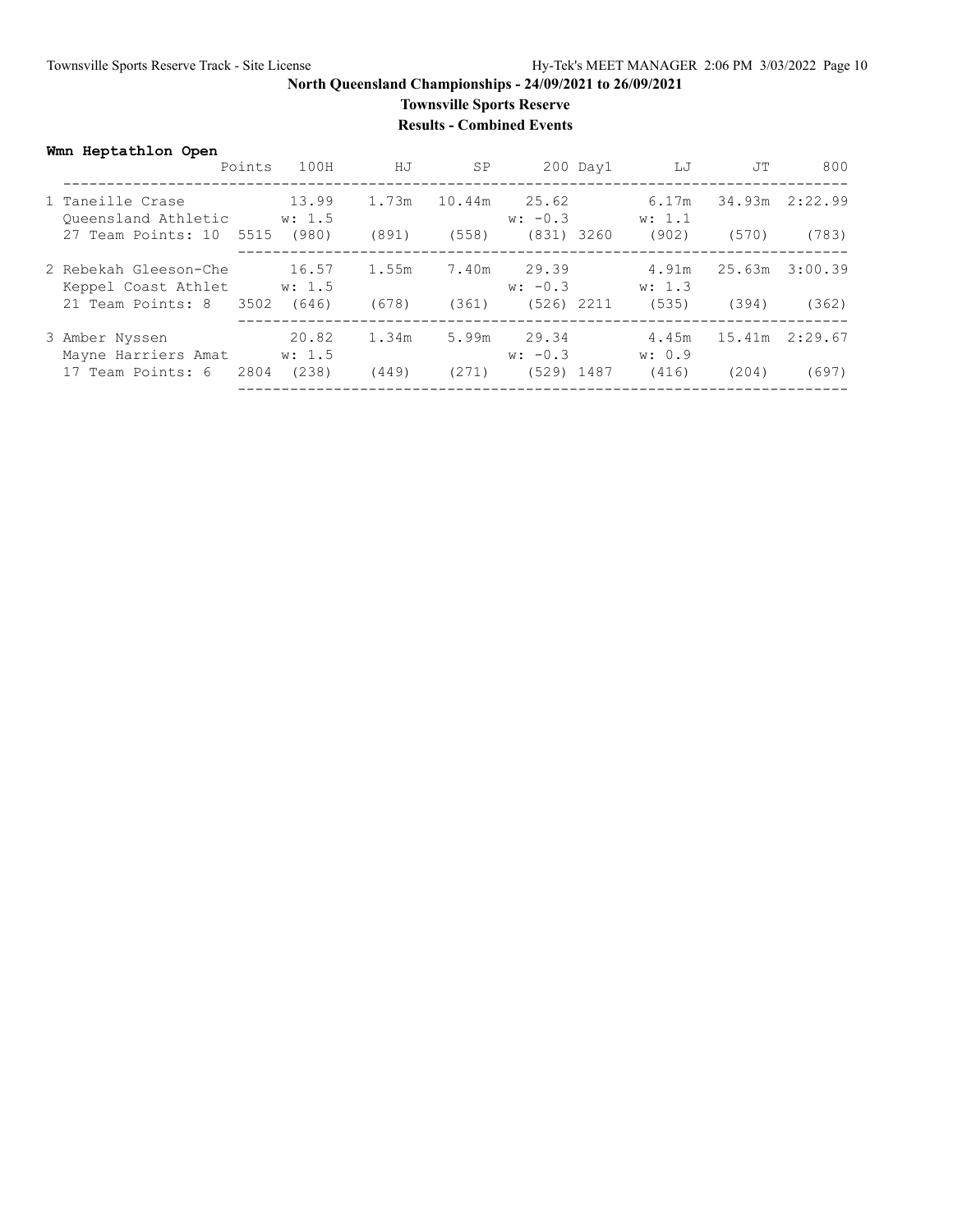**North Queensland Championships - 24/09/2021 to 26/09/2021**

**Townsville Sports Reserve**

**Results - Combined Events**

**Wmn Heptathlon Open**

| | Points | 100H | HJ | SP | 200 | Day1 | LJ | JT | 800 |
|---|---|---|---|---|---|---|---|---|---|
| 1 Taneille Crase<br>Queensland Athletic<br>27 Team Points: 10 | 5515 | 13.99<br>w: 1.5<br>(980) | 1.73m<br><br>(891) | 10.44m<br><br>(558) | 25.62<br>w: -0.3<br>(831) | 3260 | 6.17m<br>w: 1.1<br>(902) | 34.93m<br><br>(570) | 2:22.99<br><br>(783) |
| 2 Rebekah Gleeson-Che<br>Keppel Coast Athlet<br>21 Team Points: 8 | 3502 | 16.57<br>w: 1.5<br>(646) | 1.55m<br><br>(678) | 7.40m<br><br>(361) | 29.39<br>w: -0.3<br>(526) | 2211 | 4.91m<br>w: 1.3<br>(535) | 25.63m<br><br>(394) | 3:00.39<br><br>(362) |
| 3 Amber Nyssen<br>Mayne Harriers Amat<br>17 Team Points: 6 | 2804 | 20.82<br>w: 1.5<br>(238) | 1.34m<br><br>(449) | 5.99m<br><br>(271) | 29.34<br>w: -0.3<br>(529) | 1487 | 4.45m<br>w: 0.9<br>(416) | 15.41m<br><br>(204) | 2:29.67<br><br>(697) |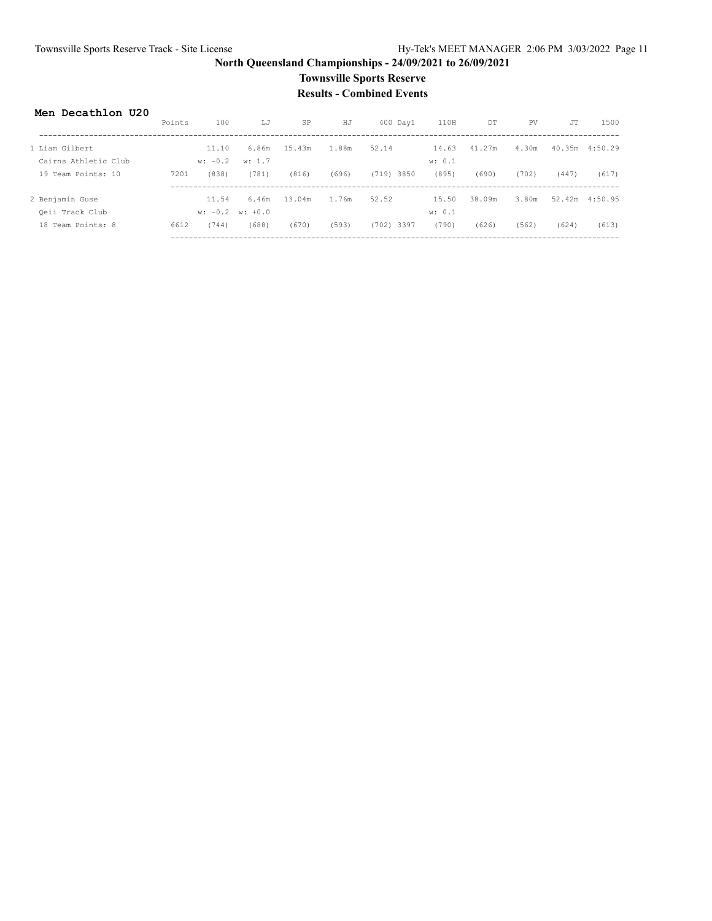# North Queensland Championships - 24/09/2021 to 26/09/2021

## Townsville Sports Reserve

## Results - Combined Events

### Men Decathlon U20

| | Points | 100 | LJ | SP | HJ | 400 | Day1 | 110H | DT | PV | JT | 1500 |
|---|---|---|---|---|---|---|---|---|---|---|---|---|
| 1 Liam Gilbert | | 11.10 | 6.86m | 15.43m | 1.88m | 52.14 | | 14.63 | 41.27m | 4.30m | 40.35m | 4:50.29 |
| Cairns Athletic Club | | w: -0.2 | w: 1.7 | | | | | w: 0.1 | | | | |
| 19 Team Points: 10 | 7201 | (838) | (781) | (816) | (696) | (719) | 3850 | (895) | (690) | (702) | (447) | (617) |
| 2 Benjamin Guse | | 11.54 | 6.46m | 13.04m | 1.76m | 52.52 | | 15.50 | 38.09m | 3.80m | 52.42m | 4:50.95 |
| Qeii Track Club | | w: -0.2 | w: +0.0 | | | | | w: 0.1 | | | | |
| 18 Team Points: 8 | 6612 | (744) | (688) | (670) | (593) | (702) | 3397 | (790) | (626) | (562) | (624) | (613) |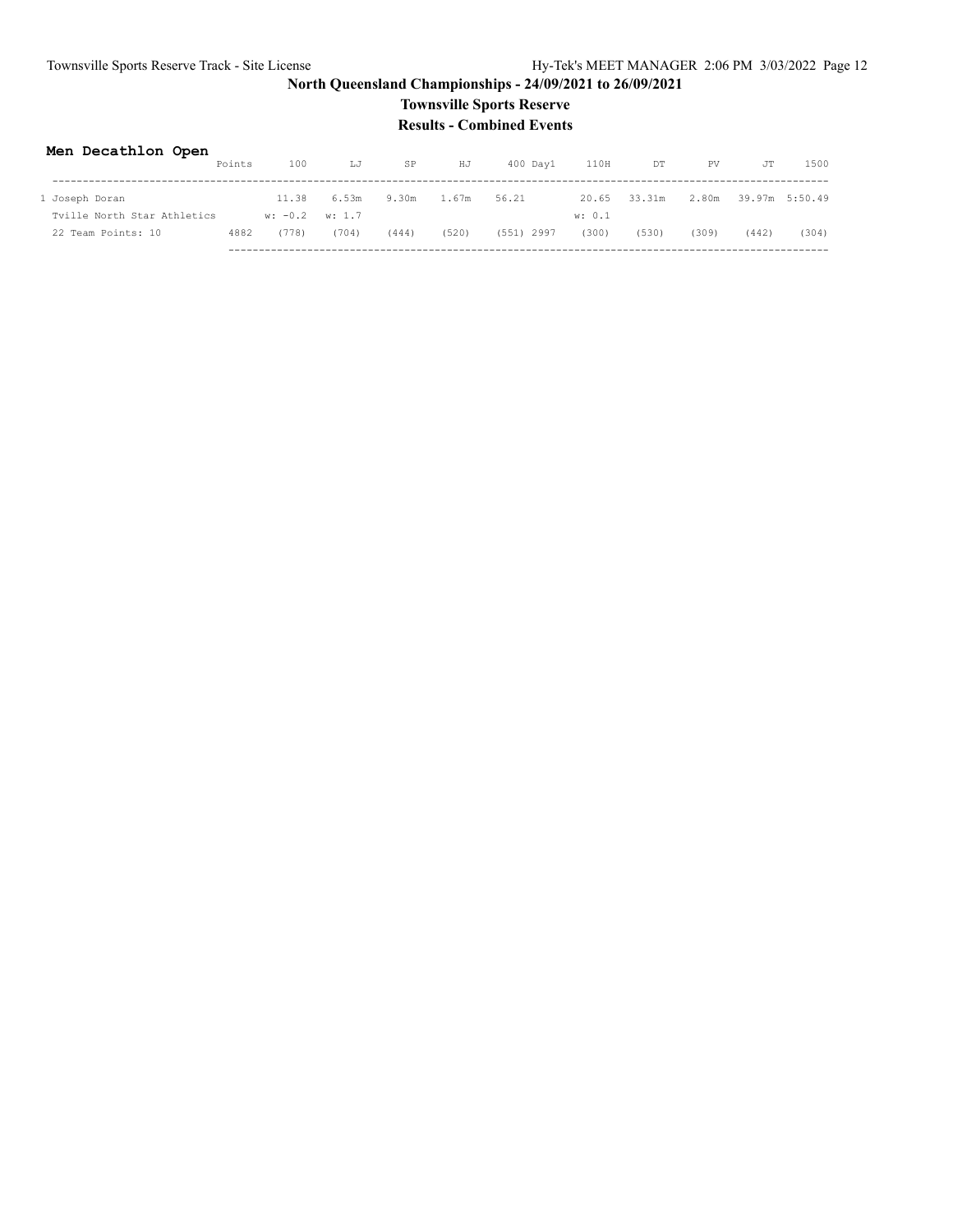# North Queensland Championships - 24/09/2021 to 26/09/2021

## Townsville Sports Reserve

## Results - Combined Events

### Men Decathlon Open

| | Points | 100 | LJ | SP | HJ | 400 | Day1 | 110H | DT | PV | JT | 1500 |
|---|---|---|---|---|---|---|---|---|---|---|---|---|
| 1 Joseph Doran | | 11.38 | 6.53m | 9.30m | 1.67m | 56.21 | | 20.65 | 33.31m | 2.80m | 39.97m | 5:50.49 |
| Tville North Star Athletics | | w: -0.2 | w: 1.7 | | | | | w: 0.1 | | | | |
| 22 Team Points: 10 | 4882 | (778) | (704) | (444) | (520) | (551) | 2997 | (300) | (530) | (309) | (442) | (304) |